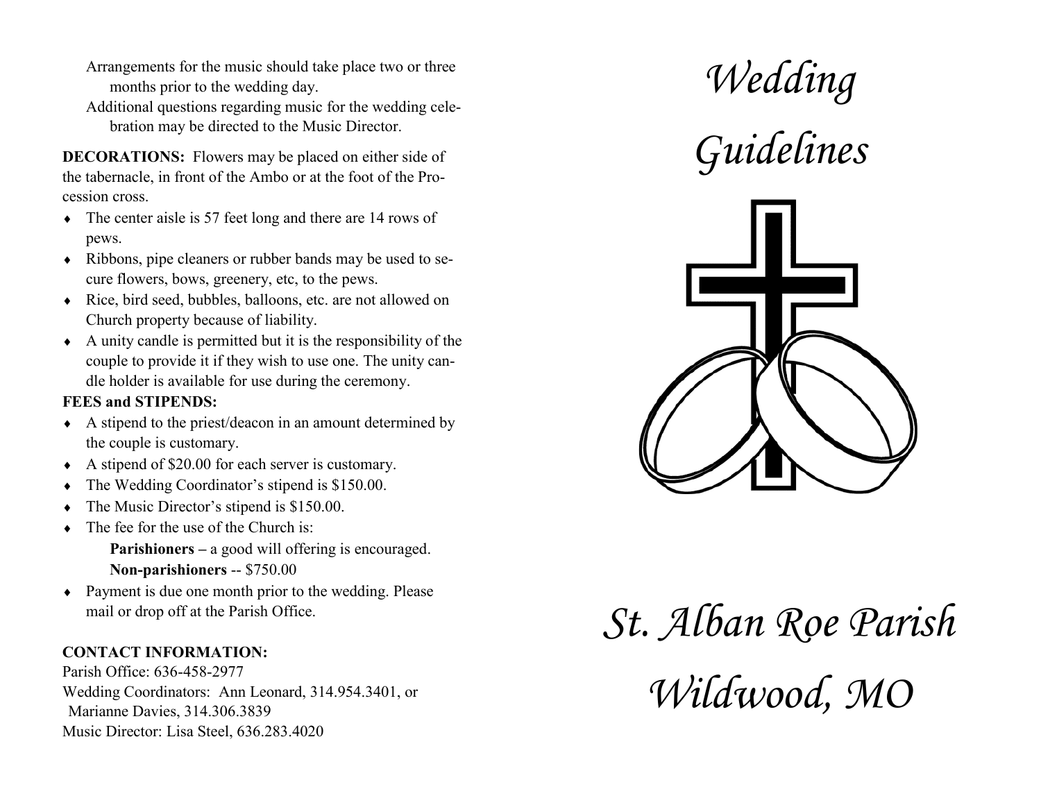Arrangements for the music should take place two or three months prior to the wedding day.

Additional questions regarding music for the wedding celebration may be directed to the Music Director.

**DECORATIONS:** Flowers may be placed on either side of the tabernacle, in front of the Ambo or at the foot of the Procession cross.

- The center aisle is 57 feet long and there are 14 rows of pews.
- Ribbons, pipe cleaners or rubber bands may be used to secure flowers, bows, greenery, etc, to the pews.
- Rice, bird seed, bubbles, balloons, etc. are not allowed on Church property because of liability.
- A unity candle is permitted but it is the responsibility of the couple to provide it if they wish to use one. The unity candle holder is available for use during the ceremony.

**FEES and STIPENDS:**

- A stipend to the priest/deacon in an amount determined by the couple is customary.
- A stipend of $20.00 for each server is customary.
- The Wedding Coordinator's stipend is $150.00.
- The Music Director's stipend is $150.00.
- The fee for the use of the Church is:
  - **Parishioners –** a good will offering is encouraged.
  - **Non-parishioners** -- $750.00
- Payment is due one month prior to the wedding. Please mail or drop off at the Parish Office.

**CONTACT INFORMATION:**

Parish Office: 636-458-2977
Wedding Coordinators: Ann Leonard, 314.954.3401, or Marianne Davies, 314.306.3839
Music Director: Lisa Steel, 636.283.4020

# *Wedding Guidelines*

## *St. Alban Roe Parish*

## *Wildwood, MO*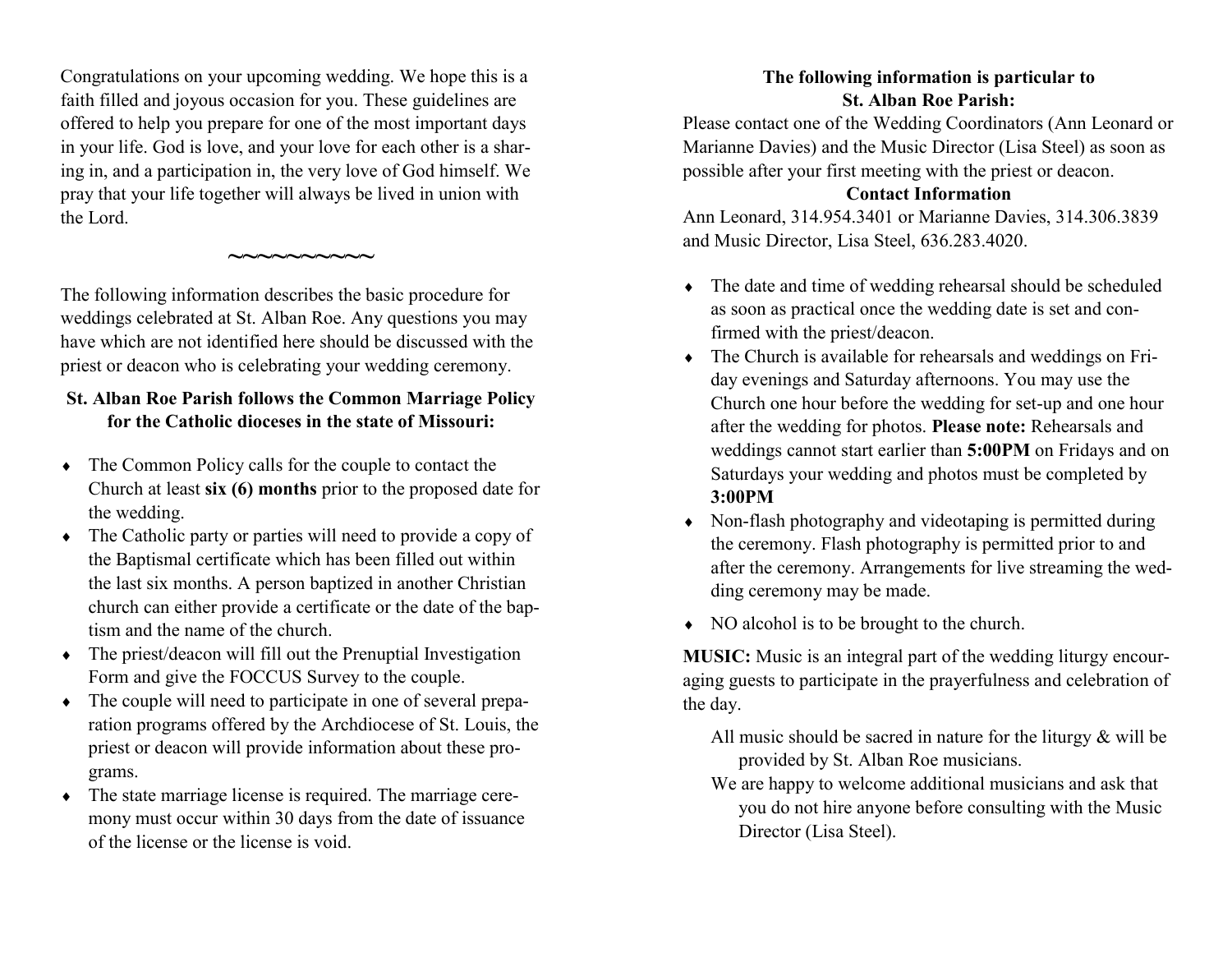Congratulations on your upcoming wedding. We hope this is a faith filled and joyous occasion for you. These guidelines are offered to help you prepare for one of the most important days in your life. God is love, and your love for each other is a sharing in, and a participation in, the very love of God himself. We pray that your life together will always be lived in union with the Lord.

~~~~~~~~~~

The following information describes the basic procedure for weddings celebrated at St. Alban Roe. Any questions you may have which are not identified here should be discussed with the priest or deacon who is celebrating your wedding ceremony.

**St. Alban Roe Parish follows the Common Marriage Policy for the Catholic dioceses in the state of Missouri:**

- The Common Policy calls for the couple to contact the Church at least **six (6) months** prior to the proposed date for the wedding.
- The Catholic party or parties will need to provide a copy of the Baptismal certificate which has been filled out within the last six months. A person baptized in another Christian church can either provide a certificate or the date of the baptism and the name of the church.
- The priest/deacon will fill out the Prenuptial Investigation Form and give the FOCCUS Survey to the couple.
- The couple will need to participate in one of several preparation programs offered by the Archdiocese of St. Louis, the priest or deacon will provide information about these programs.
- The state marriage license is required. The marriage ceremony must occur within 30 days from the date of issuance of the license or the license is void.

**The following information is particular to St. Alban Roe Parish:**

Please contact one of the Wedding Coordinators (Ann Leonard or Marianne Davies) and the Music Director (Lisa Steel) as soon as possible after your first meeting with the priest or deacon.

**Contact Information**

Ann Leonard, 314.954.3401 or Marianne Davies, 314.306.3839 and Music Director, Lisa Steel, 636.283.4020.

- The date and time of wedding rehearsal should be scheduled as soon as practical once the wedding date is set and confirmed with the priest/deacon.
- The Church is available for rehearsals and weddings on Friday evenings and Saturday afternoons. You may use the Church one hour before the wedding for set-up and one hour after the wedding for photos. **Please note:** Rehearsals and weddings cannot start earlier than **5:00PM** on Fridays and on Saturdays your wedding and photos must be completed by **3:00PM**
- Non-flash photography and videotaping is permitted during the ceremony. Flash photography is permitted prior to and after the ceremony. Arrangements for live streaming the wedding ceremony may be made.
- NO alcohol is to be brought to the church.

**MUSIC:** Music is an integral part of the wedding liturgy encouraging guests to participate in the prayerfulness and celebration of the day.

All music should be sacred in nature for the liturgy & will be provided by St. Alban Roe musicians.

We are happy to welcome additional musicians and ask that you do not hire anyone before consulting with the Music Director (Lisa Steel).